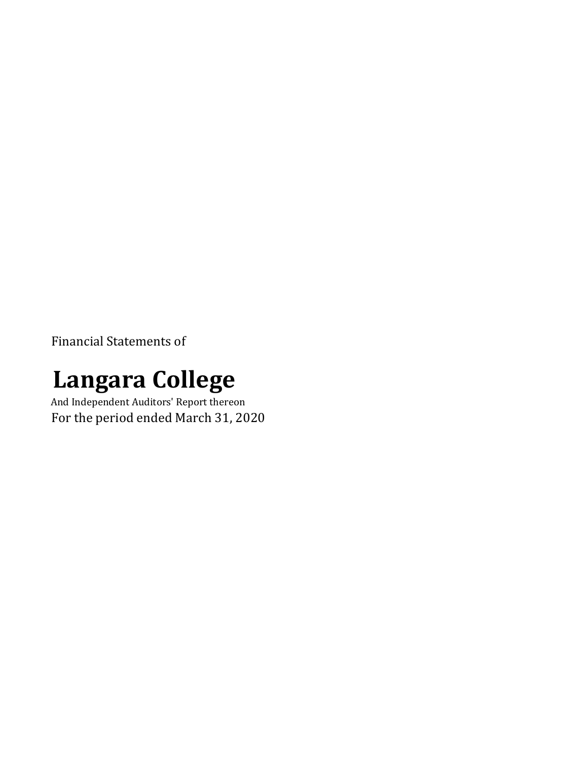Financial Statements of

# Langara College

And Independent Auditors' Report thereon

For the period ended March 31, 2020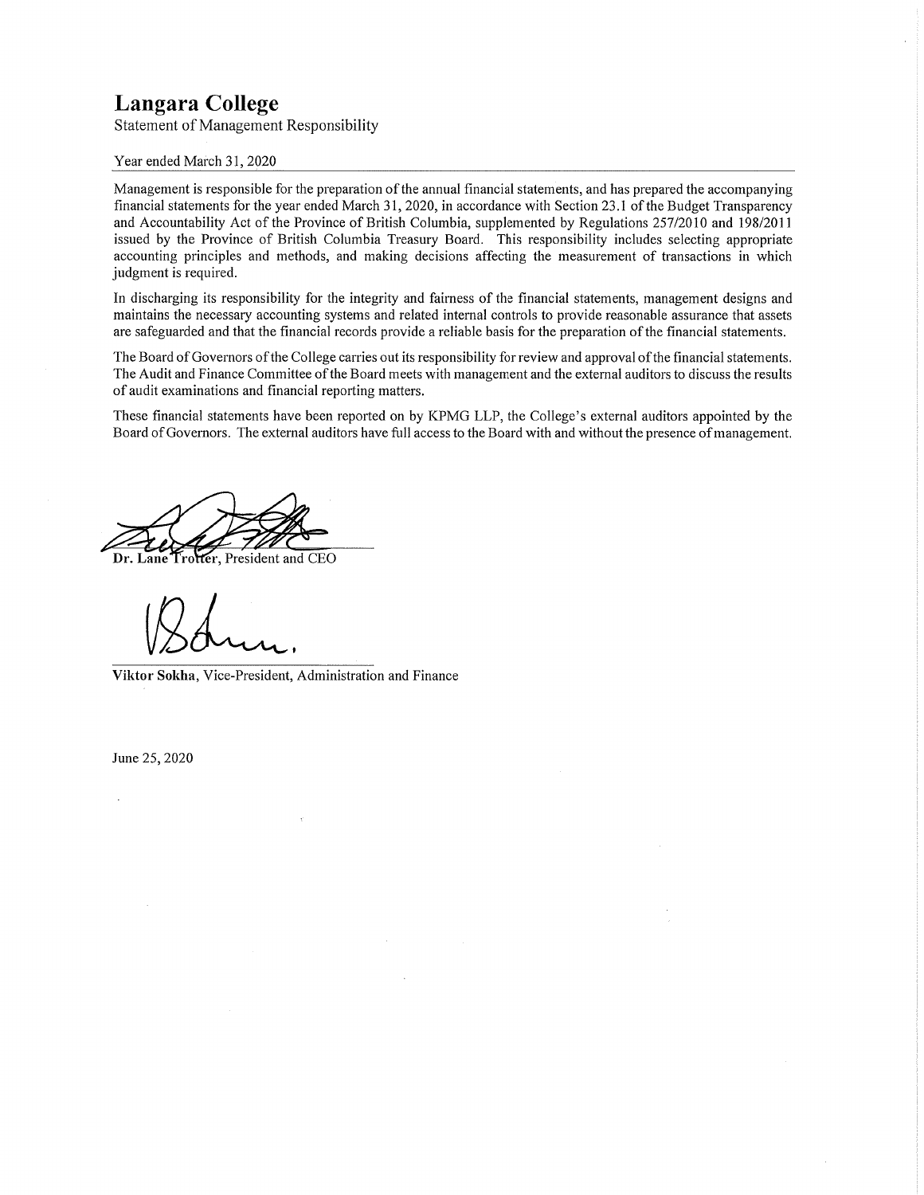# Langara College

Statement of Management Responsibility

Year ended March 31, 2020

Management is responsible for the preparation of the annual financial statements, and has prepared the accompanying financial statements for the year ended March 31, 2020, in accordance with Section 23.1 of the Budget Transparency and Accountability Act of the Province of British Columbia, supplemented by Regulations 257/2010 and 198/2011 issued by the Province of British Columbia Treasury Board. This responsibility includes selecting appropriate accounting principles and methods, and making decisions affecting the measurement of transactions in which judgment is required.

In discharging its responsibility for the integrity and fairness of the financial statements, management designs and maintains the necessary accounting systems and related internal controls to provide reasonable assurance that assets are safeguarded and that the financial records provide a reliable basis for the preparation of the financial statements.

The Board of Governors of the College carries out its responsibility for review and approval of the financial statements. The Audit and Finance Committee of the Board meets with management and the external auditors to discuss the results of audit examinations and financial reporting matters.

These financial statements have been reported on by KPMG LLP, the College's external auditors appointed by the Board of Governors. The external auditors have full access to the Board with and without the presence of management.

**Dr. Lane Trotter**, President and CEO

**Viktor Sokha**, Vice-President, Administration and Finance

June 25, 2020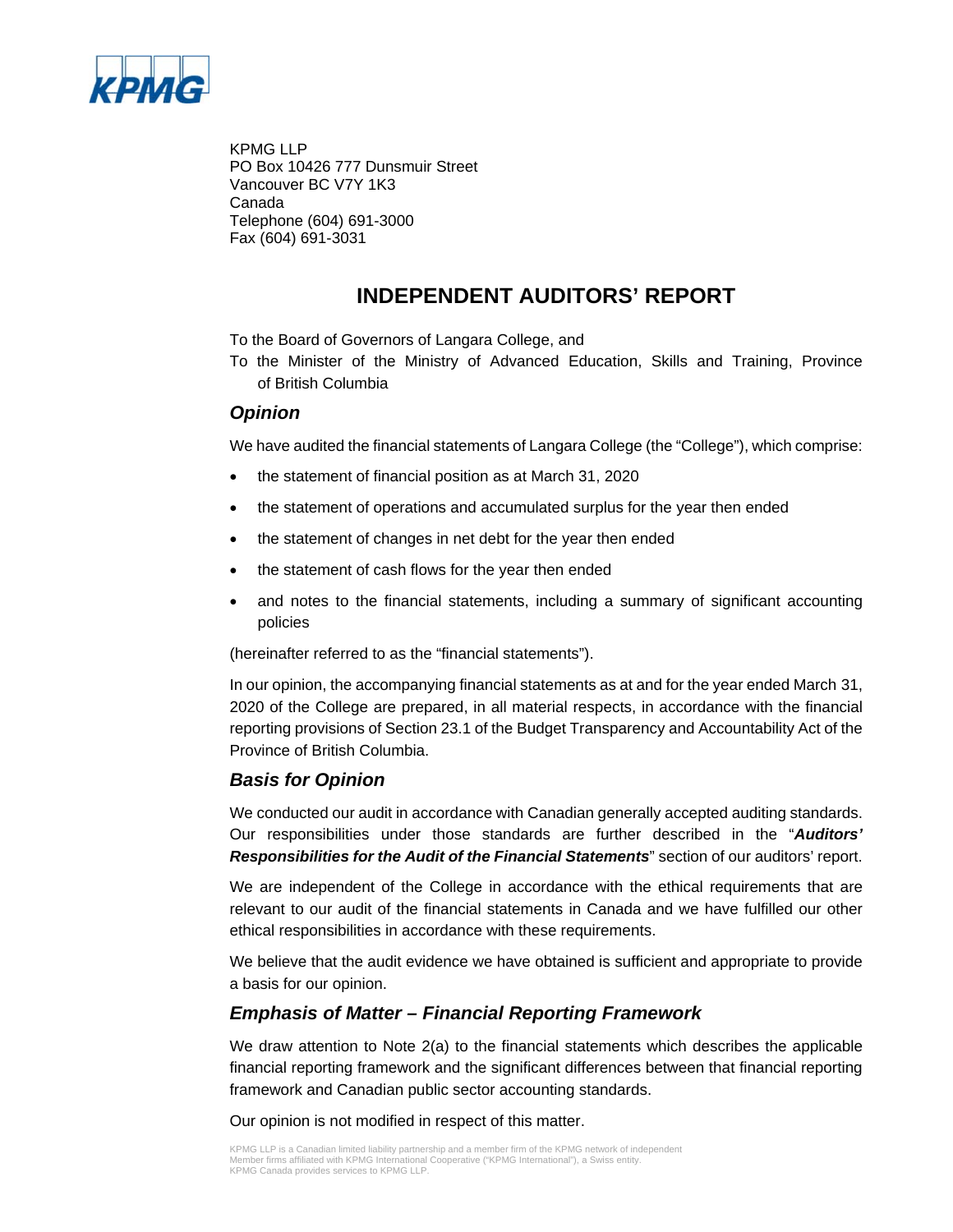KPMG LLP
PO Box 10426 777 Dunsmuir Street
Vancouver BC V7Y 1K3
Canada
Telephone (604) 691-3000
Fax (604) 691-3031

# INDEPENDENT AUDITORS' REPORT

To the Board of Governors of Langara College, and

To the Minister of the Ministry of Advanced Education, Skills and Training, Province of British Columbia

## *Opinion*

We have audited the financial statements of Langara College (the "College"), which comprise:

- the statement of financial position as at March 31, 2020
- the statement of operations and accumulated surplus for the year then ended
- the statement of changes in net debt for the year then ended
- the statement of cash flows for the year then ended
- and notes to the financial statements, including a summary of significant accounting policies

(hereinafter referred to as the "financial statements").

In our opinion, the accompanying financial statements as at and for the year ended March 31, 2020 of the College are prepared, in all material respects, in accordance with the financial reporting provisions of Section 23.1 of the Budget Transparency and Accountability Act of the Province of British Columbia.

## *Basis for Opinion*

We conducted our audit in accordance with Canadian generally accepted auditing standards. Our responsibilities under those standards are further described in the "***Auditors' Responsibilities for the Audit of the Financial Statements***" section of our auditors' report.

We are independent of the College in accordance with the ethical requirements that are relevant to our audit of the financial statements in Canada and we have fulfilled our other ethical responsibilities in accordance with these requirements.

We believe that the audit evidence we have obtained is sufficient and appropriate to provide a basis for our opinion.

## *Emphasis of Matter – Financial Reporting Framework*

We draw attention to Note 2(a) to the financial statements which describes the applicable financial reporting framework and the significant differences between that financial reporting framework and Canadian public sector accounting standards.

Our opinion is not modified in respect of this matter.

KPMG LLP is a Canadian limited liability partnership and a member firm of the KPMG network of independent Member firms affiliated with KPMG International Cooperative ("KPMG International"), a Swiss entity. KPMG Canada provides services to KPMG LLP.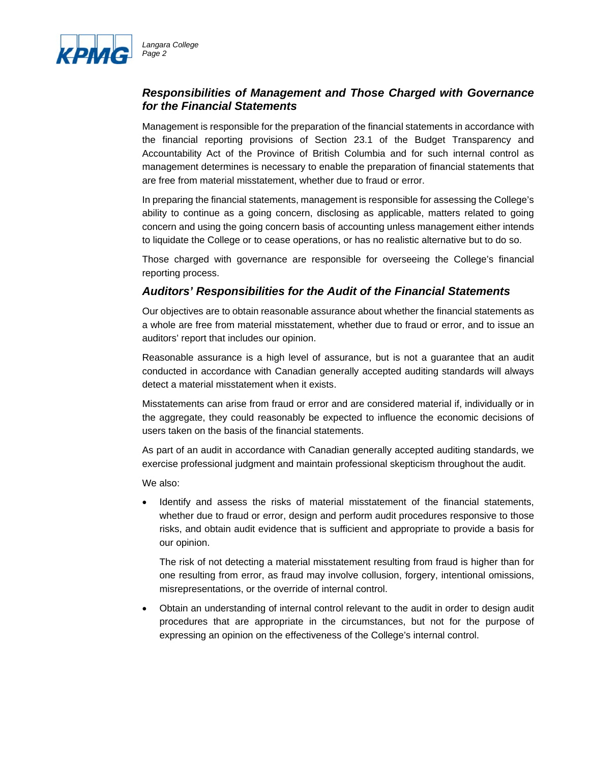### *Responsibilities of Management and Those Charged with Governance for the Financial Statements*

Management is responsible for the preparation of the financial statements in accordance with the financial reporting provisions of Section 23.1 of the Budget Transparency and Accountability Act of the Province of British Columbia and for such internal control as management determines is necessary to enable the preparation of financial statements that are free from material misstatement, whether due to fraud or error.

In preparing the financial statements, management is responsible for assessing the College's ability to continue as a going concern, disclosing as applicable, matters related to going concern and using the going concern basis of accounting unless management either intends to liquidate the College or to cease operations, or has no realistic alternative but to do so.

Those charged with governance are responsible for overseeing the College's financial reporting process.

### *Auditors' Responsibilities for the Audit of the Financial Statements*

Our objectives are to obtain reasonable assurance about whether the financial statements as a whole are free from material misstatement, whether due to fraud or error, and to issue an auditors' report that includes our opinion.

Reasonable assurance is a high level of assurance, but is not a guarantee that an audit conducted in accordance with Canadian generally accepted auditing standards will always detect a material misstatement when it exists.

Misstatements can arise from fraud or error and are considered material if, individually or in the aggregate, they could reasonably be expected to influence the economic decisions of users taken on the basis of the financial statements.

As part of an audit in accordance with Canadian generally accepted auditing standards, we exercise professional judgment and maintain professional skepticism throughout the audit.

We also:

- Identify and assess the risks of material misstatement of the financial statements, whether due to fraud or error, design and perform audit procedures responsive to those risks, and obtain audit evidence that is sufficient and appropriate to provide a basis for our opinion.

  The risk of not detecting a material misstatement resulting from fraud is higher than for one resulting from error, as fraud may involve collusion, forgery, intentional omissions, misrepresentations, or the override of internal control.

- Obtain an understanding of internal control relevant to the audit in order to design audit procedures that are appropriate in the circumstances, but not for the purpose of expressing an opinion on the effectiveness of the College's internal control.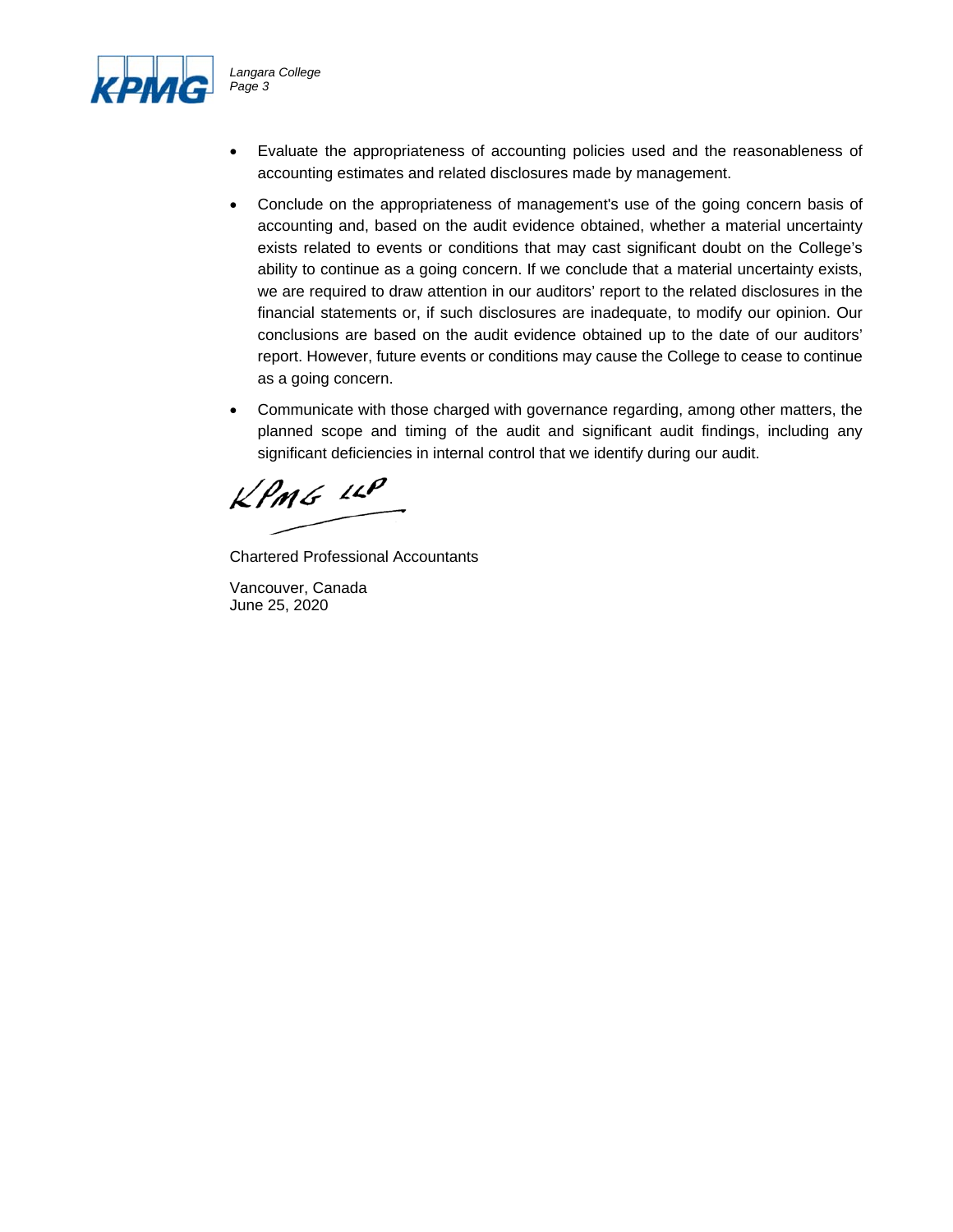- Evaluate the appropriateness of accounting policies used and the reasonableness of accounting estimates and related disclosures made by management.
- Conclude on the appropriateness of management's use of the going concern basis of accounting and, based on the audit evidence obtained, whether a material uncertainty exists related to events or conditions that may cast significant doubt on the College's ability to continue as a going concern. If we conclude that a material uncertainty exists, we are required to draw attention in our auditors' report to the related disclosures in the financial statements or, if such disclosures are inadequate, to modify our opinion. Our conclusions are based on the audit evidence obtained up to the date of our auditors' report. However, future events or conditions may cause the College to cease to continue as a going concern.
- Communicate with those charged with governance regarding, among other matters, the planned scope and timing of the audit and significant audit findings, including any significant deficiencies in internal control that we identify during our audit.

KPMG LLP

Chartered Professional Accountants

Vancouver, Canada
June 25, 2020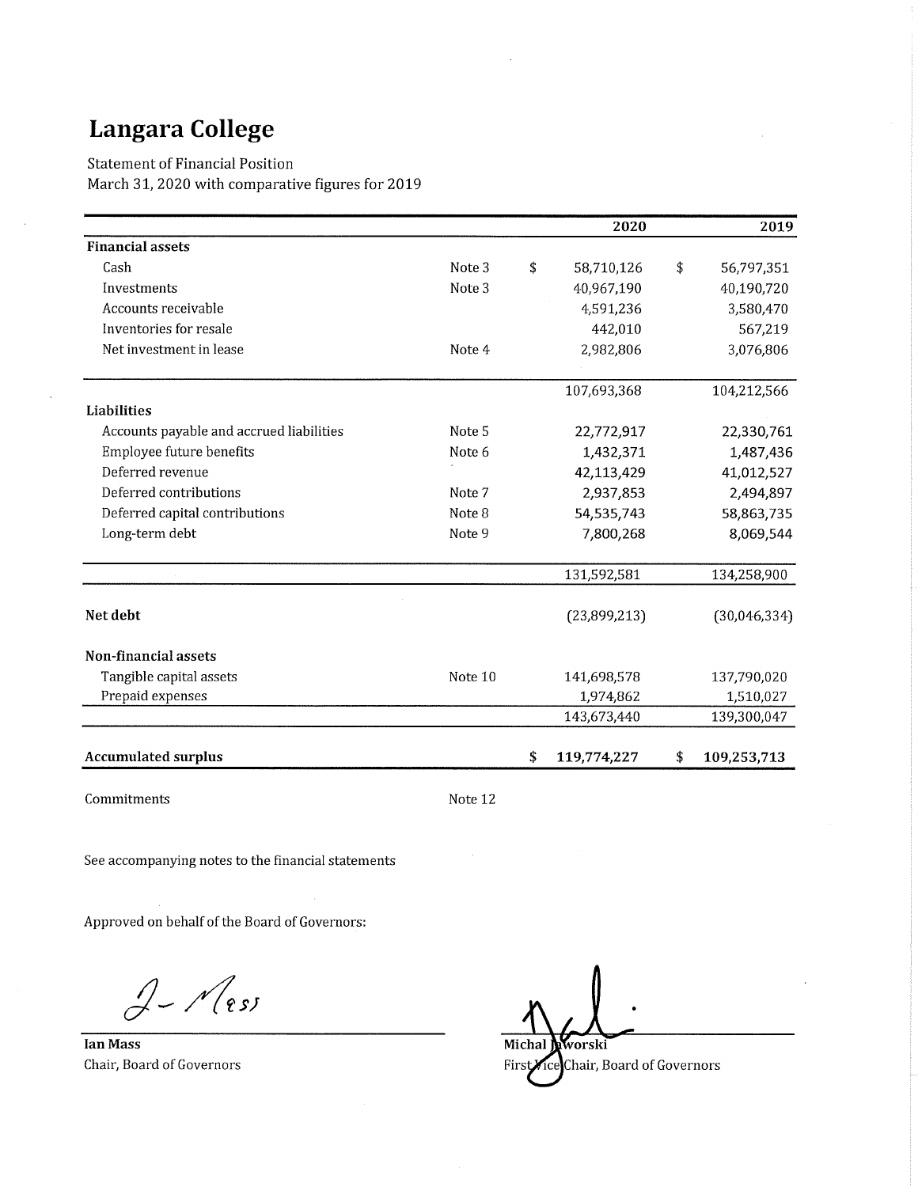# Langara College

Statement of Financial Position

March 31, 2020 with comparative figures for 2019

| | | 2020 | 2019 |
|---|---|---|---|
| **Financial assets** | | | |
| Cash | Note 3 | $ 58,710,126 | $ 56,797,351 |
| Investments | Note 3 | 40,967,190 | 40,190,720 |
| Accounts receivable | | 4,591,236 | 3,580,470 |
| Inventories for resale | | 442,010 | 567,219 |
| Net investment in lease | Note 4 | 2,982,806 | 3,076,806 |
| | | 107,693,368 | 104,212,566 |
| **Liabilities** | | | |
| Accounts payable and accrued liabilities | Note 5 | 22,772,917 | 22,330,761 |
| Employee future benefits | Note 6 | 1,432,371 | 1,487,436 |
| Deferred revenue | | 42,113,429 | 41,012,527 |
| Deferred contributions | Note 7 | 2,937,853 | 2,494,897 |
| Deferred capital contributions | Note 8 | 54,535,743 | 58,863,735 |
| Long-term debt | Note 9 | 7,800,268 | 8,069,544 |
| | | 131,592,581 | 134,258,900 |
| **Net debt** | | (23,899,213) | (30,046,334) |
| **Non-financial assets** | | | |
| Tangible capital assets | Note 10 | 141,698,578 | 137,790,020 |
| Prepaid expenses | | 1,974,862 | 1,510,027 |
| | | 143,673,440 | 139,300,047 |
| **Accumulated surplus** | | **$ 119,774,227** | **$ 109,253,713** |

Commitments Note 12

See accompanying notes to the financial statements

Approved on behalf of the Board of Governors:

**Ian Mass**
Chair, Board of Governors

**Michal Jaworski**
First Vice Chair, Board of Governors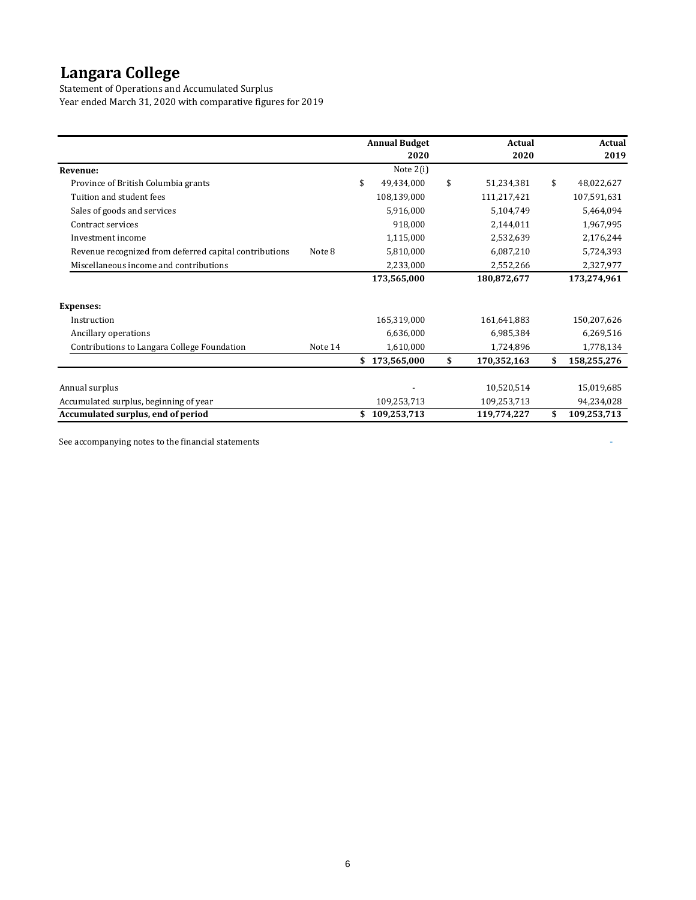# Langara College

Statement of Operations and Accumulated Surplus

Year ended March 31, 2020 with comparative figures for 2019

| | | Annual Budget 2020 | Actual 2020 | Actual 2019 |
|---|---|---|---|---|
| **Revenue:** | | Note 2(i) | | |
| Province of British Columbia grants | | $ 49,434,000 | $ 51,234,381 | $ 48,022,627 |
| Tuition and student fees | | 108,139,000 | 111,217,421 | 107,591,631 |
| Sales of goods and services | | 5,916,000 | 5,104,749 | 5,464,094 |
| Contract services | | 918,000 | 2,144,011 | 1,967,995 |
| Investment income | | 1,115,000 | 2,532,639 | 2,176,244 |
| Revenue recognized from deferred capital contributions | Note 8 | 5,810,000 | 6,087,210 | 5,724,393 |
| Miscellaneous income and contributions | | 2,233,000 | 2,552,266 | 2,327,977 |
| | | **173,565,000** | **180,872,677** | **173,274,961** |
| **Expenses:** | | | | |
| Instruction | | 165,319,000 | 161,641,883 | 150,207,626 |
| Ancillary operations | | 6,636,000 | 6,985,384 | 6,269,516 |
| Contributions to Langara College Foundation | Note 14 | 1,610,000 | 1,724,896 | 1,778,134 |
| | | **$ 173,565,000** | **$ 170,352,163** | **$ 158,255,276** |
| Annual surplus | | - | 10,520,514 | 15,019,685 |
| Accumulated surplus, beginning of year | | 109,253,713 | 109,253,713 | 94,234,028 |
| **Accumulated surplus, end of period** | | **$ 109,253,713** | **119,774,227** | **$ 109,253,713** |

See accompanying notes to the financial statements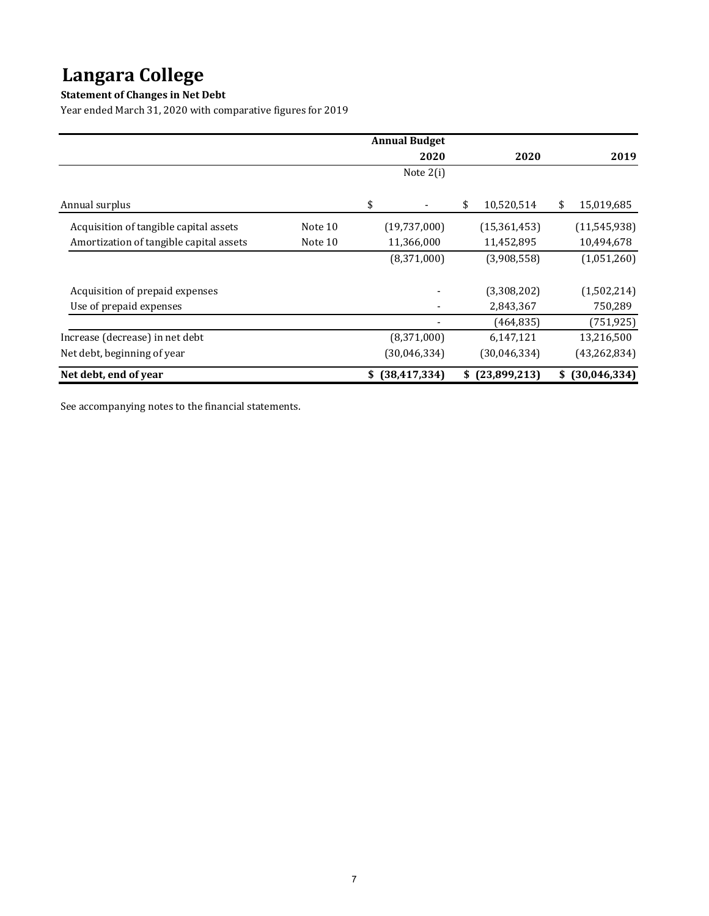# Langara College

**Statement of Changes in Net Debt**

Year ended March 31, 2020 with comparative figures for 2019

| | | Annual Budget 2020 | 2020 | 2019 |
|---|---|---|---|---|
| | | Note 2(i) | | |
| Annual surplus | | $ - | $ 10,520,514 | $ 15,019,685 |
| Acquisition of tangible capital assets | Note 10 | (19,737,000) | (15,361,453) | (11,545,938) |
| Amortization of tangible capital assets | Note 10 | 11,366,000 | 11,452,895 | 10,494,678 |
| | | (8,371,000) | (3,908,558) | (1,051,260) |
| Acquisition of prepaid expenses | | - | (3,308,202) | (1,502,214) |
| Use of prepaid expenses | | - | 2,843,367 | 750,289 |
| | | - | (464,835) | (751,925) |
| Increase (decrease) in net debt | | (8,371,000) | 6,147,121 | 13,216,500 |
| Net debt, beginning of year | | (30,046,334) | (30,046,334) | (43,262,834) |
| **Net debt, end of year** | | **$ (38,417,334)** | **$ (23,899,213)** | **$ (30,046,334)** |

See accompanying notes to the financial statements.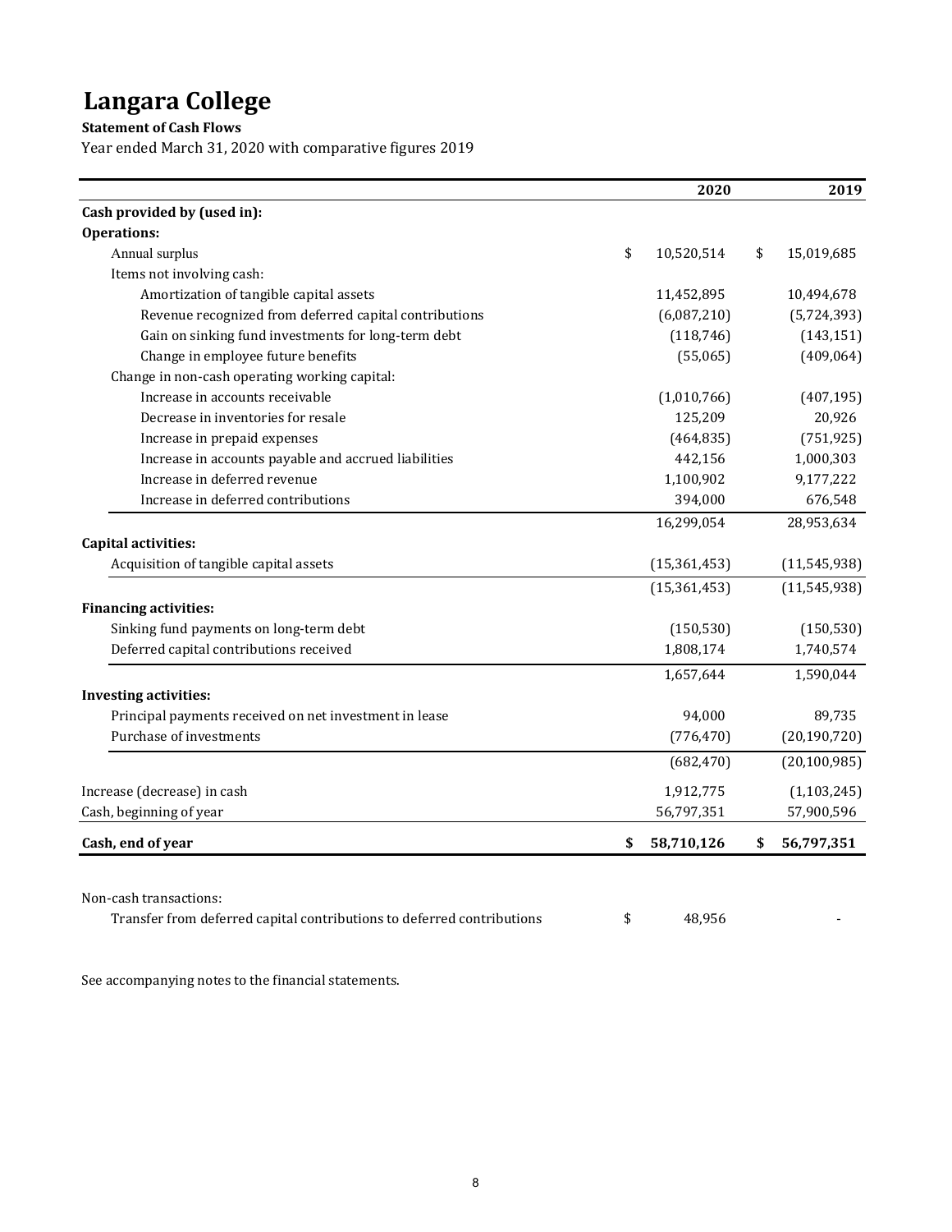# Langara College

**Statement of Cash Flows**

Year ended March 31, 2020 with comparative figures 2019

| | 2020 | 2019 |
|---|---|---|
| **Cash provided by (used in):** | | |
| **Operations:** | | |
| Annual surplus | $ 10,520,514 | $ 15,019,685 |
| Items not involving cash: | | |
| Amortization of tangible capital assets | 11,452,895 | 10,494,678 |
| Revenue recognized from deferred capital contributions | (6,087,210) | (5,724,393) |
| Gain on sinking fund investments for long-term debt | (118,746) | (143,151) |
| Change in employee future benefits | (55,065) | (409,064) |
| Change in non-cash operating working capital: | | |
| Increase in accounts receivable | (1,010,766) | (407,195) |
| Decrease in inventories for resale | 125,209 | 20,926 |
| Increase in prepaid expenses | (464,835) | (751,925) |
| Increase in accounts payable and accrued liabilities | 442,156 | 1,000,303 |
| Increase in deferred revenue | 1,100,902 | 9,177,222 |
| Increase in deferred contributions | 394,000 | 676,548 |
| | 16,299,054 | 28,953,634 |
| **Capital activities:** | | |
| Acquisition of tangible capital assets | (15,361,453) | (11,545,938) |
| | (15,361,453) | (11,545,938) |
| **Financing activities:** | | |
| Sinking fund payments on long-term debt | (150,530) | (150,530) |
| Deferred capital contributions received | 1,808,174 | 1,740,574 |
| | 1,657,644 | 1,590,044 |
| **Investing activities:** | | |
| Principal payments received on net investment in lease | 94,000 | 89,735 |
| Purchase of investments | (776,470) | (20,190,720) |
| | (682,470) | (20,100,985) |
| Increase (decrease) in cash | 1,912,775 | (1,103,245) |
| Cash, beginning of year | 56,797,351 | 57,900,596 |
| **Cash, end of year** | **$ 58,710,126** | **$ 56,797,351** |

| | 2020 | 2019 |
|---|---|---|
| Non-cash transactions: | | |
| Transfer from deferred capital contributions to deferred contributions | $ 48,956 | - |

See accompanying notes to the financial statements.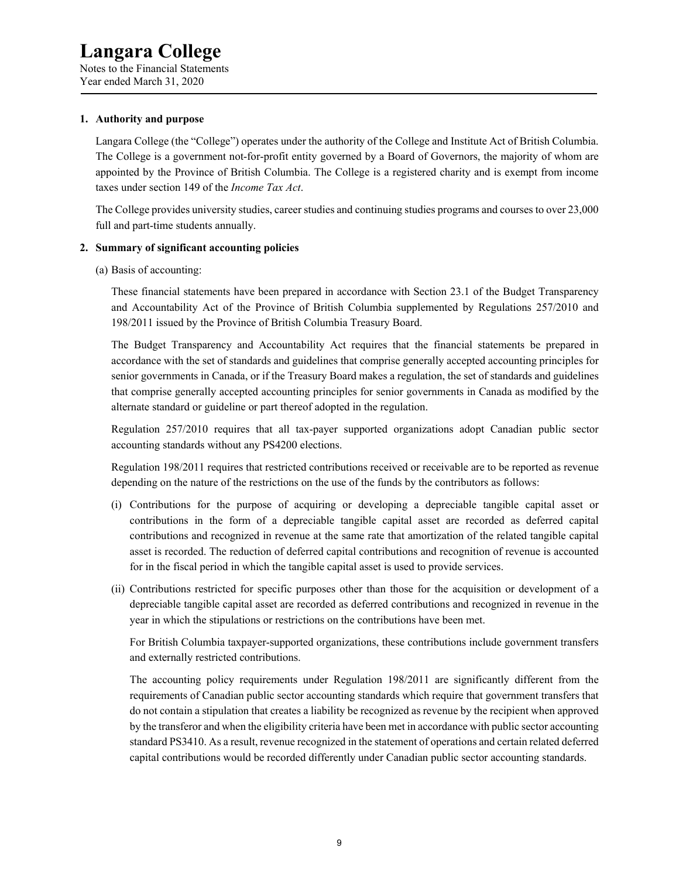# Langara College

Notes to the Financial Statements
Year ended March 31, 2020

## 1. Authority and purpose

Langara College (the "College") operates under the authority of the College and Institute Act of British Columbia. The College is a government not-for-profit entity governed by a Board of Governors, the majority of whom are appointed by the Province of British Columbia. The College is a registered charity and is exempt from income taxes under section 149 of the *Income Tax Act*.

The College provides university studies, career studies and continuing studies programs and courses to over 23,000 full and part-time students annually.

## 2. Summary of significant accounting policies

(a) Basis of accounting:

These financial statements have been prepared in accordance with Section 23.1 of the Budget Transparency and Accountability Act of the Province of British Columbia supplemented by Regulations 257/2010 and 198/2011 issued by the Province of British Columbia Treasury Board.

The Budget Transparency and Accountability Act requires that the financial statements be prepared in accordance with the set of standards and guidelines that comprise generally accepted accounting principles for senior governments in Canada, or if the Treasury Board makes a regulation, the set of standards and guidelines that comprise generally accepted accounting principles for senior governments in Canada as modified by the alternate standard or guideline or part thereof adopted in the regulation.

Regulation 257/2010 requires that all tax-payer supported organizations adopt Canadian public sector accounting standards without any PS4200 elections.

Regulation 198/2011 requires that restricted contributions received or receivable are to be reported as revenue depending on the nature of the restrictions on the use of the funds by the contributors as follows:

(i) Contributions for the purpose of acquiring or developing a depreciable tangible capital asset or contributions in the form of a depreciable tangible capital asset are recorded as deferred capital contributions and recognized in revenue at the same rate that amortization of the related tangible capital asset is recorded. The reduction of deferred capital contributions and recognition of revenue is accounted for in the fiscal period in which the tangible capital asset is used to provide services.

(ii) Contributions restricted for specific purposes other than those for the acquisition or development of a depreciable tangible capital asset are recorded as deferred contributions and recognized in revenue in the year in which the stipulations or restrictions on the contributions have been met.

For British Columbia taxpayer-supported organizations, these contributions include government transfers and externally restricted contributions.

The accounting policy requirements under Regulation 198/2011 are significantly different from the requirements of Canadian public sector accounting standards which require that government transfers that do not contain a stipulation that creates a liability be recognized as revenue by the recipient when approved by the transferor and when the eligibility criteria have been met in accordance with public sector accounting standard PS3410. As a result, revenue recognized in the statement of operations and certain related deferred capital contributions would be recorded differently under Canadian public sector accounting standards.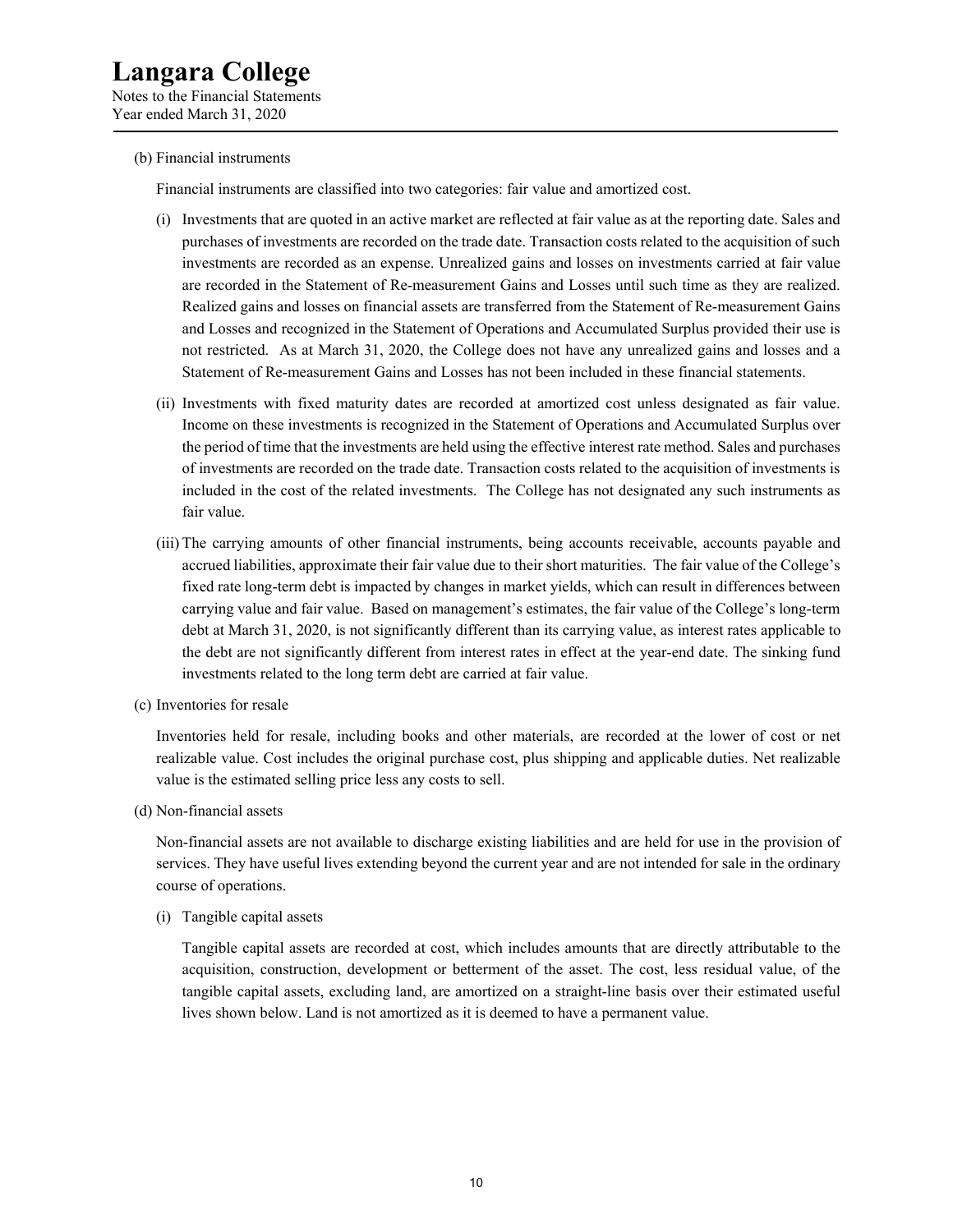(b) Financial instruments

Financial instruments are classified into two categories: fair value and amortized cost.

(i) Investments that are quoted in an active market are reflected at fair value as at the reporting date. Sales and purchases of investments are recorded on the trade date. Transaction costs related to the acquisition of such investments are recorded as an expense. Unrealized gains and losses on investments carried at fair value are recorded in the Statement of Re-measurement Gains and Losses until such time as they are realized. Realized gains and losses on financial assets are transferred from the Statement of Re-measurement Gains and Losses and recognized in the Statement of Operations and Accumulated Surplus provided their use is not restricted. As at March 31, 2020, the College does not have any unrealized gains and losses and a Statement of Re-measurement Gains and Losses has not been included in these financial statements.

(ii) Investments with fixed maturity dates are recorded at amortized cost unless designated as fair value. Income on these investments is recognized in the Statement of Operations and Accumulated Surplus over the period of time that the investments are held using the effective interest rate method. Sales and purchases of investments are recorded on the trade date. Transaction costs related to the acquisition of investments is included in the cost of the related investments. The College has not designated any such instruments as fair value.

(iii) The carrying amounts of other financial instruments, being accounts receivable, accounts payable and accrued liabilities, approximate their fair value due to their short maturities. The fair value of the College's fixed rate long-term debt is impacted by changes in market yields, which can result in differences between carrying value and fair value. Based on management's estimates, the fair value of the College's long-term debt at March 31, 2020, is not significantly different than its carrying value, as interest rates applicable to the debt are not significantly different from interest rates in effect at the year-end date. The sinking fund investments related to the long term debt are carried at fair value.

(c) Inventories for resale

Inventories held for resale, including books and other materials, are recorded at the lower of cost or net realizable value. Cost includes the original purchase cost, plus shipping and applicable duties. Net realizable value is the estimated selling price less any costs to sell.

(d) Non-financial assets

Non-financial assets are not available to discharge existing liabilities and are held for use in the provision of services. They have useful lives extending beyond the current year and are not intended for sale in the ordinary course of operations.

(i) Tangible capital assets

Tangible capital assets are recorded at cost, which includes amounts that are directly attributable to the acquisition, construction, development or betterment of the asset. The cost, less residual value, of the tangible capital assets, excluding land, are amortized on a straight-line basis over their estimated useful lives shown below. Land is not amortized as it is deemed to have a permanent value.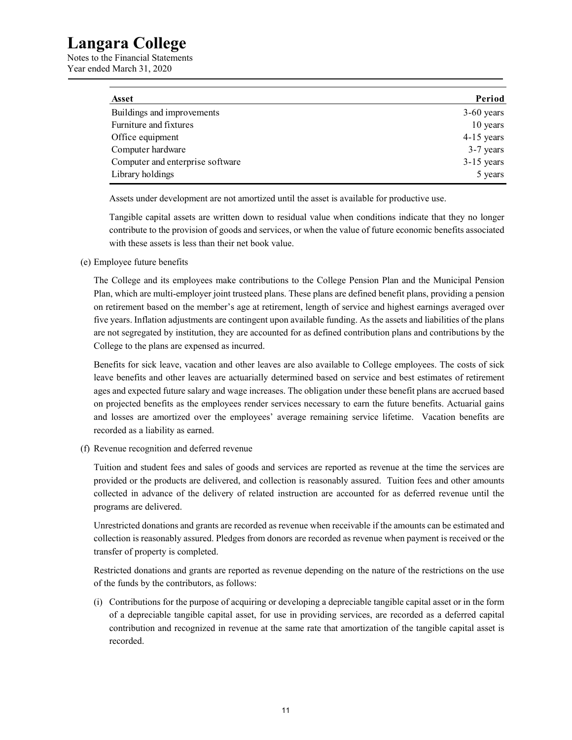| Asset | Period |
|---|---|
| Buildings and improvements | 3-60 years |
| Furniture and fixtures | 10 years |
| Office equipment | 4-15 years |
| Computer hardware | 3-7 years |
| Computer and enterprise software | 3-15 years |
| Library holdings | 5 years |

Assets under development are not amortized until the asset is available for productive use.

Tangible capital assets are written down to residual value when conditions indicate that they no longer contribute to the provision of goods and services, or when the value of future economic benefits associated with these assets is less than their net book value.

(e) Employee future benefits

The College and its employees make contributions to the College Pension Plan and the Municipal Pension Plan, which are multi-employer joint trusteed plans. These plans are defined benefit plans, providing a pension on retirement based on the member's age at retirement, length of service and highest earnings averaged over five years. Inflation adjustments are contingent upon available funding. As the assets and liabilities of the plans are not segregated by institution, they are accounted for as defined contribution plans and contributions by the College to the plans are expensed as incurred.

Benefits for sick leave, vacation and other leaves are also available to College employees. The costs of sick leave benefits and other leaves are actuarially determined based on service and best estimates of retirement ages and expected future salary and wage increases. The obligation under these benefit plans are accrued based on projected benefits as the employees render services necessary to earn the future benefits. Actuarial gains and losses are amortized over the employees' average remaining service lifetime. Vacation benefits are recorded as a liability as earned.

(f) Revenue recognition and deferred revenue

Tuition and student fees and sales of goods and services are reported as revenue at the time the services are provided or the products are delivered, and collection is reasonably assured. Tuition fees and other amounts collected in advance of the delivery of related instruction are accounted for as deferred revenue until the programs are delivered.

Unrestricted donations and grants are recorded as revenue when receivable if the amounts can be estimated and collection is reasonably assured. Pledges from donors are recorded as revenue when payment is received or the transfer of property is completed.

Restricted donations and grants are reported as revenue depending on the nature of the restrictions on the use of the funds by the contributors, as follows:

(i) Contributions for the purpose of acquiring or developing a depreciable tangible capital asset or in the form of a depreciable tangible capital asset, for use in providing services, are recorded as a deferred capital contribution and recognized in revenue at the same rate that amortization of the tangible capital asset is recorded.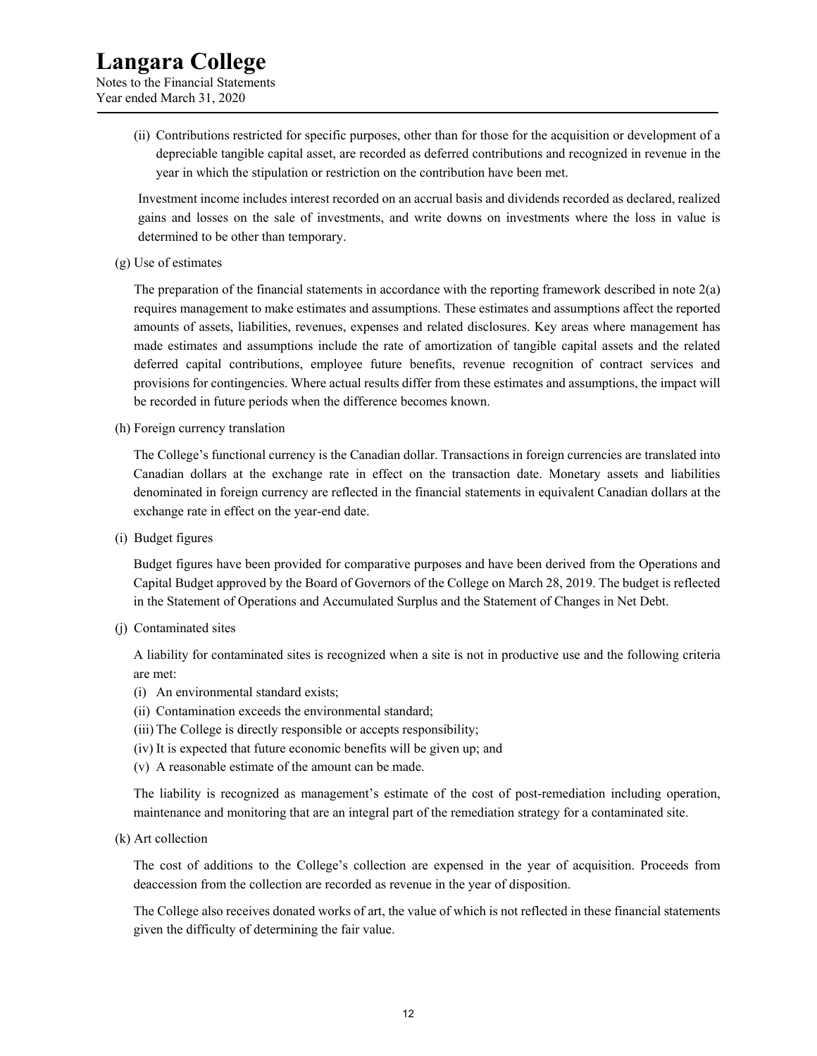(ii) Contributions restricted for specific purposes, other than for those for the acquisition or development of a depreciable tangible capital asset, are recorded as deferred contributions and recognized in revenue in the year in which the stipulation or restriction on the contribution have been met.

Investment income includes interest recorded on an accrual basis and dividends recorded as declared, realized gains and losses on the sale of investments, and write downs on investments where the loss in value is determined to be other than temporary.

(g) Use of estimates

The preparation of the financial statements in accordance with the reporting framework described in note 2(a) requires management to make estimates and assumptions. These estimates and assumptions affect the reported amounts of assets, liabilities, revenues, expenses and related disclosures. Key areas where management has made estimates and assumptions include the rate of amortization of tangible capital assets and the related deferred capital contributions, employee future benefits, revenue recognition of contract services and provisions for contingencies. Where actual results differ from these estimates and assumptions, the impact will be recorded in future periods when the difference becomes known.

(h) Foreign currency translation

The College's functional currency is the Canadian dollar. Transactions in foreign currencies are translated into Canadian dollars at the exchange rate in effect on the transaction date. Monetary assets and liabilities denominated in foreign currency are reflected in the financial statements in equivalent Canadian dollars at the exchange rate in effect on the year-end date.

(i) Budget figures

Budget figures have been provided for comparative purposes and have been derived from the Operations and Capital Budget approved by the Board of Governors of the College on March 28, 2019. The budget is reflected in the Statement of Operations and Accumulated Surplus and the Statement of Changes in Net Debt.

(j) Contaminated sites

A liability for contaminated sites is recognized when a site is not in productive use and the following criteria are met:

(i) An environmental standard exists;
(ii) Contamination exceeds the environmental standard;
(iii) The College is directly responsible or accepts responsibility;
(iv) It is expected that future economic benefits will be given up; and
(v) A reasonable estimate of the amount can be made.

The liability is recognized as management's estimate of the cost of post-remediation including operation, maintenance and monitoring that are an integral part of the remediation strategy for a contaminated site.

(k) Art collection

The cost of additions to the College's collection are expensed in the year of acquisition. Proceeds from deaccession from the collection are recorded as revenue in the year of disposition.

The College also receives donated works of art, the value of which is not reflected in these financial statements given the difficulty of determining the fair value.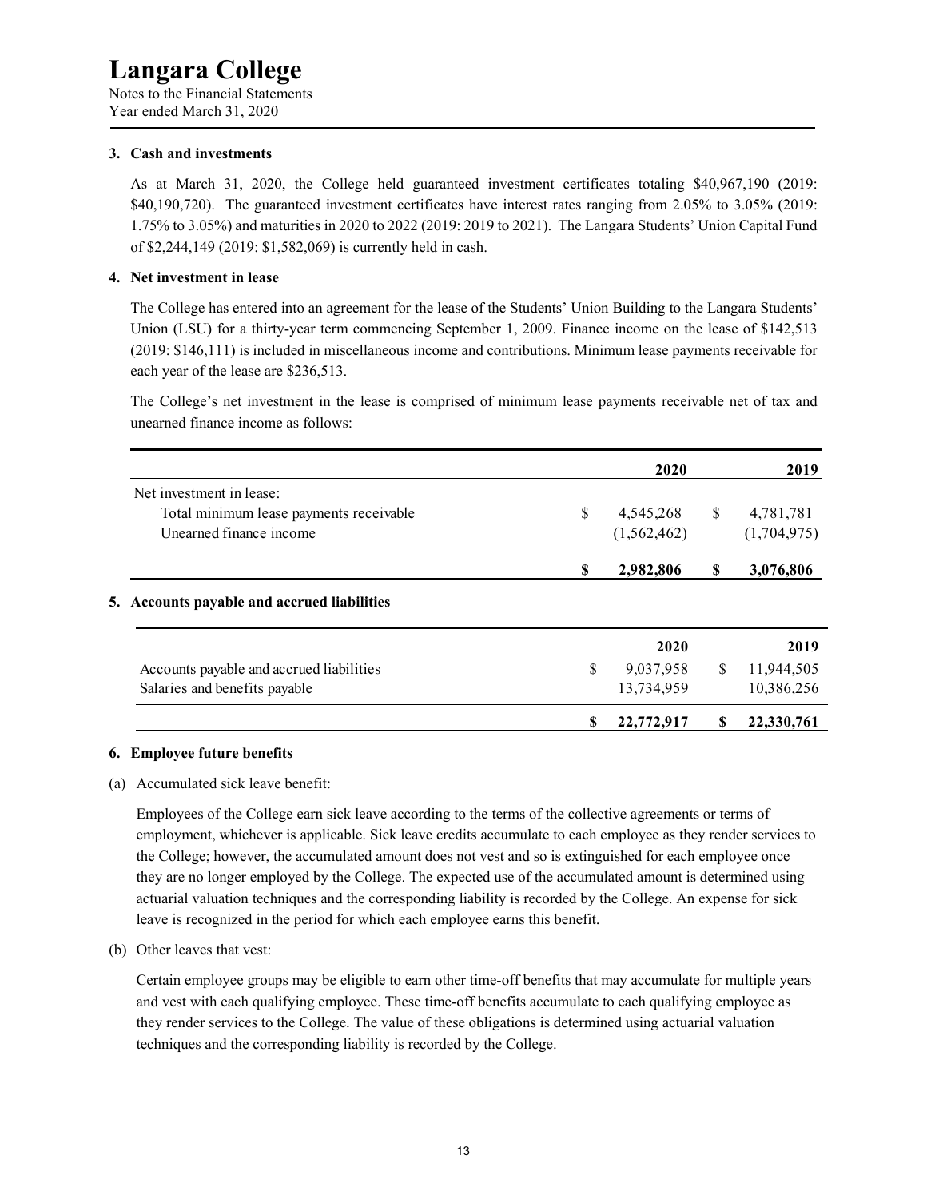# Langara College

Notes to the Financial Statements
Year ended March 31, 2020

### 3. Cash and investments

As at March 31, 2020, the College held guaranteed investment certificates totaling $40,967,190 (2019: $40,190,720). The guaranteed investment certificates have interest rates ranging from 2.05% to 3.05% (2019: 1.75% to 3.05%) and maturities in 2020 to 2022 (2019: 2019 to 2021). The Langara Students' Union Capital Fund of $2,244,149 (2019: $1,582,069) is currently held in cash.

### 4. Net investment in lease

The College has entered into an agreement for the lease of the Students' Union Building to the Langara Students' Union (LSU) for a thirty-year term commencing September 1, 2009. Finance income on the lease of $142,513 (2019: $146,111) is included in miscellaneous income and contributions. Minimum lease payments receivable for each year of the lease are $236,513.

The College's net investment in the lease is comprised of minimum lease payments receivable net of tax and unearned finance income as follows:

| | 2020 | 2019 |
|---|---|---|
| Net investment in lease: | | |
| Total minimum lease payments receivable | $ 4,545,268 | $ 4,781,781 |
| Unearned finance income | (1,562,462) | (1,704,975) |
| | **$ 2,982,806** | **$ 3,076,806** |

### 5. Accounts payable and accrued liabilities

| | 2020 | 2019 |
|---|---|---|
| Accounts payable and accrued liabilities | $ 9,037,958 | $ 11,944,505 |
| Salaries and benefits payable | 13,734,959 | 10,386,256 |
| | **$ 22,772,917** | **$ 22,330,761** |

### 6. Employee future benefits

(a) Accumulated sick leave benefit:

Employees of the College earn sick leave according to the terms of the collective agreements or terms of employment, whichever is applicable. Sick leave credits accumulate to each employee as they render services to the College; however, the accumulated amount does not vest and so is extinguished for each employee once they are no longer employed by the College. The expected use of the accumulated amount is determined using actuarial valuation techniques and the corresponding liability is recorded by the College. An expense for sick leave is recognized in the period for which each employee earns this benefit.

(b) Other leaves that vest:

Certain employee groups may be eligible to earn other time-off benefits that may accumulate for multiple years and vest with each qualifying employee. These time-off benefits accumulate to each qualifying employee as they render services to the College. The value of these obligations is determined using actuarial valuation techniques and the corresponding liability is recorded by the College.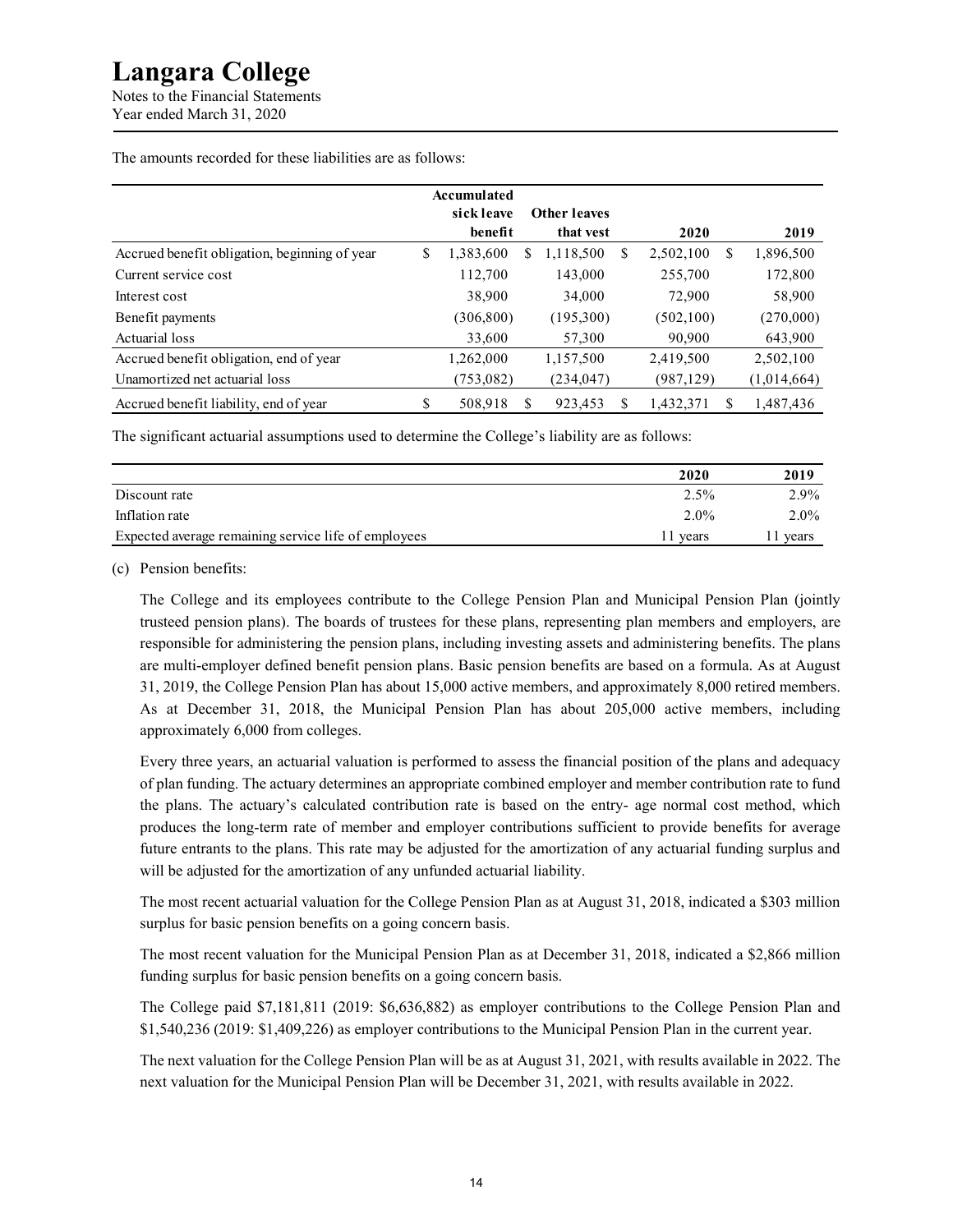The amounts recorded for these liabilities are as follows:

| | Accumulated sick leave benefit | Other leaves that vest | 2020 | 2019 |
|---|---|---|---|---|
| Accrued benefit obligation, beginning of year | $ 1,383,600 | $ 1,118,500 | $ 2,502,100 | $ 1,896,500 |
| Current service cost | 112,700 | 143,000 | 255,700 | 172,800 |
| Interest cost | 38,900 | 34,000 | 72,900 | 58,900 |
| Benefit payments | (306,800) | (195,300) | (502,100) | (270,000) |
| Actuarial loss | 33,600 | 57,300 | 90,900 | 643,900 |
| Accrued benefit obligation, end of year | 1,262,000 | 1,157,500 | 2,419,500 | 2,502,100 |
| Unamortized net actuarial loss | (753,082) | (234,047) | (987,129) | (1,014,664) |
| Accrued benefit liability, end of year | $ 508,918 | $ 923,453 | $ 1,432,371 | $ 1,487,436 |

The significant actuarial assumptions used to determine the College's liability are as follows:

| | 2020 | 2019 |
|---|---|---|
| Discount rate | 2.5% | 2.9% |
| Inflation rate | 2.0% | 2.0% |
| Expected average remaining service life of employees | 11 years | 11 years |

(c) Pension benefits:

The College and its employees contribute to the College Pension Plan and Municipal Pension Plan (jointly trusteed pension plans). The boards of trustees for these plans, representing plan members and employers, are responsible for administering the pension plans, including investing assets and administering benefits. The plans are multi-employer defined benefit pension plans. Basic pension benefits are based on a formula. As at August 31, 2019, the College Pension Plan has about 15,000 active members, and approximately 8,000 retired members. As at December 31, 2018, the Municipal Pension Plan has about 205,000 active members, including approximately 6,000 from colleges.

Every three years, an actuarial valuation is performed to assess the financial position of the plans and adequacy of plan funding. The actuary determines an appropriate combined employer and member contribution rate to fund the plans. The actuary's calculated contribution rate is based on the entry- age normal cost method, which produces the long-term rate of member and employer contributions sufficient to provide benefits for average future entrants to the plans. This rate may be adjusted for the amortization of any actuarial funding surplus and will be adjusted for the amortization of any unfunded actuarial liability.

The most recent actuarial valuation for the College Pension Plan as at August 31, 2018, indicated a $303 million surplus for basic pension benefits on a going concern basis.

The most recent valuation for the Municipal Pension Plan as at December 31, 2018, indicated a $2,866 million funding surplus for basic pension benefits on a going concern basis.

The College paid $7,181,811 (2019: $6,636,882) as employer contributions to the College Pension Plan and $1,540,236 (2019: $1,409,226) as employer contributions to the Municipal Pension Plan in the current year.

The next valuation for the College Pension Plan will be as at August 31, 2021, with results available in 2022. The next valuation for the Municipal Pension Plan will be December 31, 2021, with results available in 2022.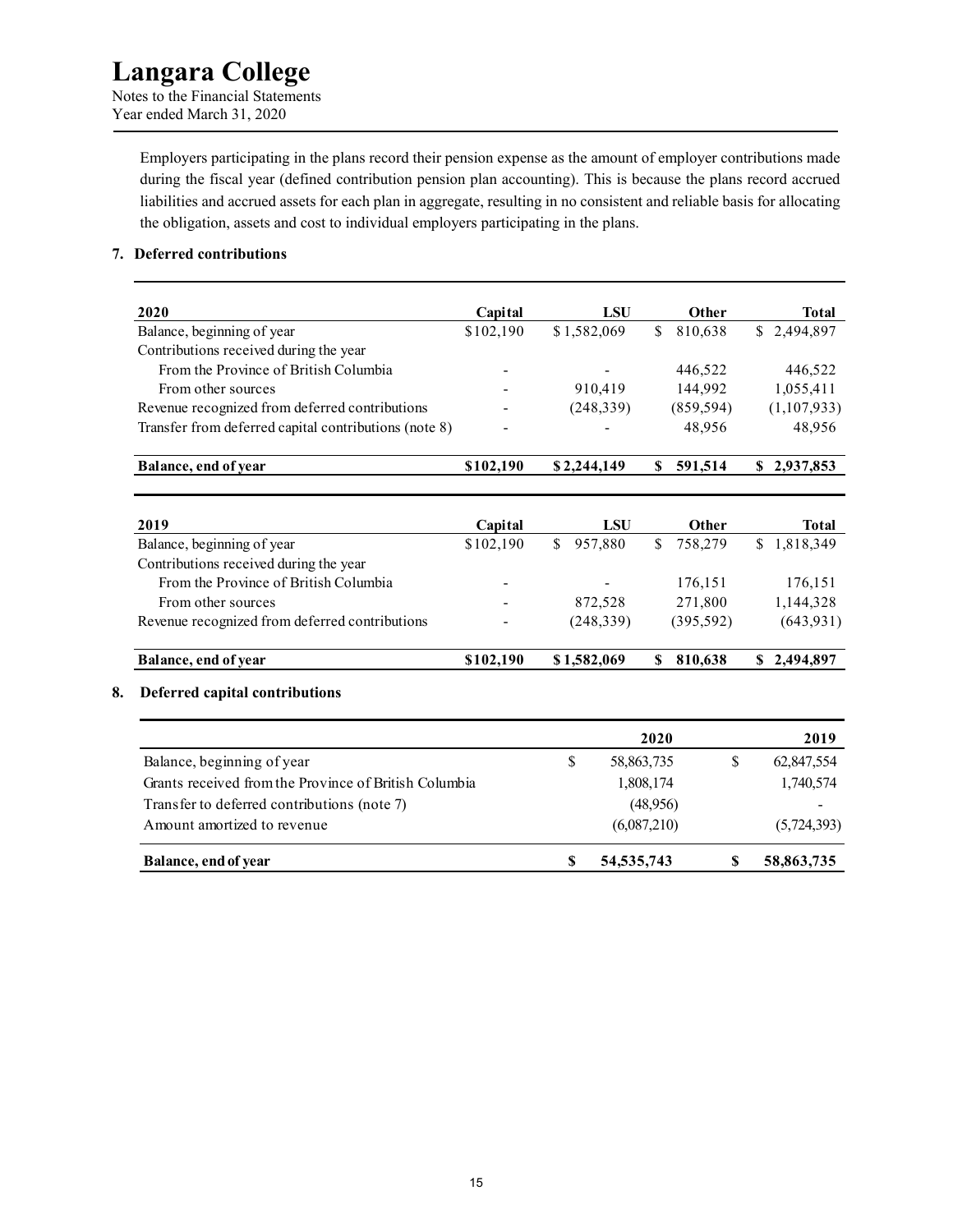Employers participating in the plans record their pension expense as the amount of employer contributions made during the fiscal year (defined contribution pension plan accounting). This is because the plans record accrued liabilities and accrued assets for each plan in aggregate, resulting in no consistent and reliable basis for allocating the obligation, assets and cost to individual employers participating in the plans.

## 7. Deferred contributions

| 2020 | Capital | LSU | Other | Total |
|---|---|---|---|---|
| Balance, beginning of year | $102,190 | $ 1,582,069 | $ 810,638 | $ 2,494,897 |
| Contributions received during the year | | | | |
| From the Province of British Columbia | - | - | 446,522 | 446,522 |
| From other sources | - | 910,419 | 144,992 | 1,055,411 |
| Revenue recognized from deferred contributions | - | (248,339) | (859,594) | (1,107,933) |
| Transfer from deferred capital contributions (note 8) | - | - | 48,956 | 48,956 |
| **Balance, end of year** | **$102,190** | **$ 2,244,149** | **$ 591,514** | **$ 2,937,853** |

| 2019 | Capital | LSU | Other | Total |
|---|---|---|---|---|
| Balance, beginning of year | $102,190 | $ 957,880 | $ 758,279 | $ 1,818,349 |
| Contributions received during the year | | | | |
| From the Province of British Columbia | - | - | 176,151 | 176,151 |
| From other sources | - | 872,528 | 271,800 | 1,144,328 |
| Revenue recognized from deferred contributions | - | (248,339) | (395,592) | (643,931) |
| **Balance, end of year** | **$102,190** | **$ 1,582,069** | **$ 810,638** | **$ 2,494,897** |

## 8. Deferred capital contributions

| | 2020 | 2019 |
|---|---|---|
| Balance, beginning of year | $ 58,863,735 | $ 62,847,554 |
| Grants received from the Province of British Columbia | 1,808,174 | 1,740,574 |
| Transfer to deferred contributions (note 7) | (48,956) | - |
| Amount amortized to revenue | (6,087,210) | (5,724,393) |
| **Balance, end of year** | **$ 54,535,743** | **$ 58,863,735** |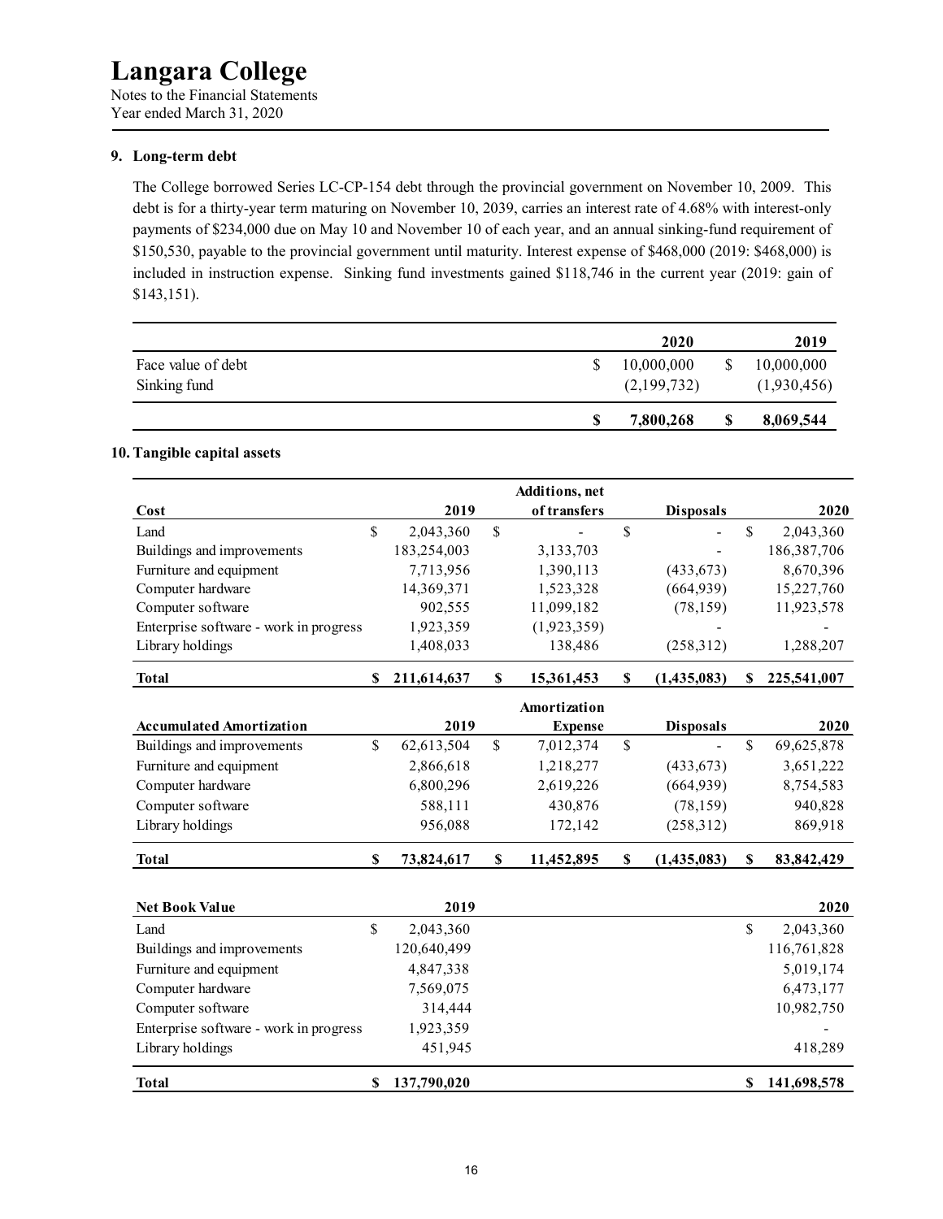# Langara College

Notes to the Financial Statements
Year ended March 31, 2020

## 9. Long-term debt

The College borrowed Series LC-CP-154 debt through the provincial government on November 10, 2009. This debt is for a thirty-year term maturing on November 10, 2039, carries an interest rate of 4.68% with interest-only payments of $234,000 due on May 10 and November 10 of each year, and an annual sinking-fund requirement of $150,530, payable to the provincial government until maturity. Interest expense of $468,000 (2019: $468,000) is included in instruction expense. Sinking fund investments gained $118,746 in the current year (2019: gain of $143,151).

| | 2020 | 2019 |
|---|---|---|
| Face value of debt | $ 10,000,000 | $ 10,000,000 |
| Sinking fund | (2,199,732) | (1,930,456) |
| | **$ 7,800,268** | **$ 8,069,544** |

## 10. Tangible capital assets

| **Cost** | **2019** | **Additions, net of transfers** | **Disposals** | **2020** |
|---|---|---|---|---|
| Land | $ 2,043,360 | $ - | $ - | $ 2,043,360 |
| Buildings and improvements | 183,254,003 | 3,133,703 | - | 186,387,706 |
| Furniture and equipment | 7,713,956 | 1,390,113 | (433,673) | 8,670,396 |
| Computer hardware | 14,369,371 | 1,523,328 | (664,939) | 15,227,760 |
| Computer software | 902,555 | 11,099,182 | (78,159) | 11,923,578 |
| Enterprise software - work in progress | 1,923,359 | (1,923,359) | - | - |
| Library holdings | 1,408,033 | 138,486 | (258,312) | 1,288,207 |
| **Total** | **$ 211,614,637** | **$ 15,361,453** | **$ (1,435,083)** | **$ 225,541,007** |

| **Accumulated Amortization** | **2019** | **Amortization Expense** | **Disposals** | **2020** |
|---|---|---|---|---|
| Buildings and improvements | $ 62,613,504 | $ 7,012,374 | $ - | $ 69,625,878 |
| Furniture and equipment | 2,866,618 | 1,218,277 | (433,673) | 3,651,222 |
| Computer hardware | 6,800,296 | 2,619,226 | (664,939) | 8,754,583 |
| Computer software | 588,111 | 430,876 | (78,159) | 940,828 |
| Library holdings | 956,088 | 172,142 | (258,312) | 869,918 |
| **Total** | **$ 73,824,617** | **$ 11,452,895** | **$ (1,435,083)** | **$ 83,842,429** |

| **Net Book Value** | **2019** | **2020** |
|---|---|---|
| Land | $ 2,043,360 | $ 2,043,360 |
| Buildings and improvements | 120,640,499 | 116,761,828 |
| Furniture and equipment | 4,847,338 | 5,019,174 |
| Computer hardware | 7,569,075 | 6,473,177 |
| Computer software | 314,444 | 10,982,750 |
| Enterprise software - work in progress | 1,923,359 | - |
| Library holdings | 451,945 | 418,289 |
| **Total** | **$ 137,790,020** | **$ 141,698,578** |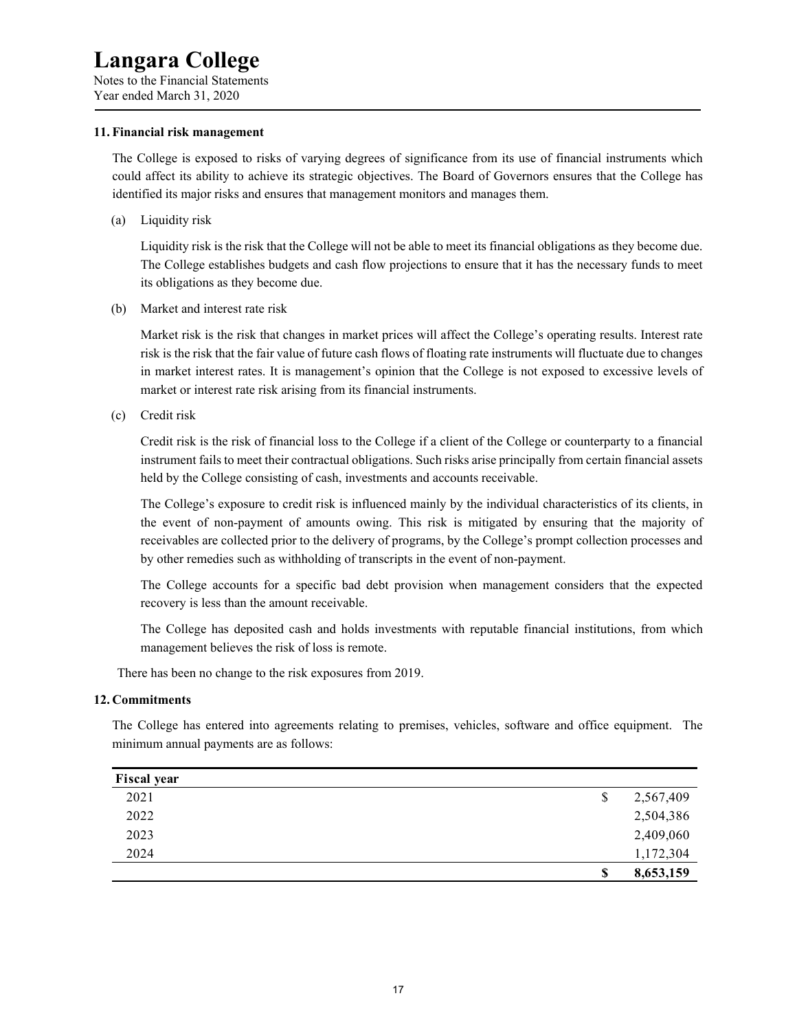# Langara College

Notes to the Financial Statements
Year ended March 31, 2020

## 11. Financial risk management

The College is exposed to risks of varying degrees of significance from its use of financial instruments which could affect its ability to achieve its strategic objectives. The Board of Governors ensures that the College has identified its major risks and ensures that management monitors and manages them.

(a) Liquidity risk

Liquidity risk is the risk that the College will not be able to meet its financial obligations as they become due. The College establishes budgets and cash flow projections to ensure that it has the necessary funds to meet its obligations as they become due.

(b) Market and interest rate risk

Market risk is the risk that changes in market prices will affect the College's operating results. Interest rate risk is the risk that the fair value of future cash flows of floating rate instruments will fluctuate due to changes in market interest rates. It is management's opinion that the College is not exposed to excessive levels of market or interest rate risk arising from its financial instruments.

(c) Credit risk

Credit risk is the risk of financial loss to the College if a client of the College or counterparty to a financial instrument fails to meet their contractual obligations. Such risks arise principally from certain financial assets held by the College consisting of cash, investments and accounts receivable.

The College's exposure to credit risk is influenced mainly by the individual characteristics of its clients, in the event of non-payment of amounts owing. This risk is mitigated by ensuring that the majority of receivables are collected prior to the delivery of programs, by the College's prompt collection processes and by other remedies such as withholding of transcripts in the event of non-payment.

The College accounts for a specific bad debt provision when management considers that the expected recovery is less than the amount receivable.

The College has deposited cash and holds investments with reputable financial institutions, from which management believes the risk of loss is remote.

There has been no change to the risk exposures from 2019.

## 12. Commitments

The College has entered into agreements relating to premises, vehicles, software and office equipment. The minimum annual payments are as follows:

| Fiscal year | |
|---|---|
| 2021 | $ 2,567,409 |
| 2022 | 2,504,386 |
| 2023 | 2,409,060 |
| 2024 | 1,172,304 |
| | **$ 8,653,159** |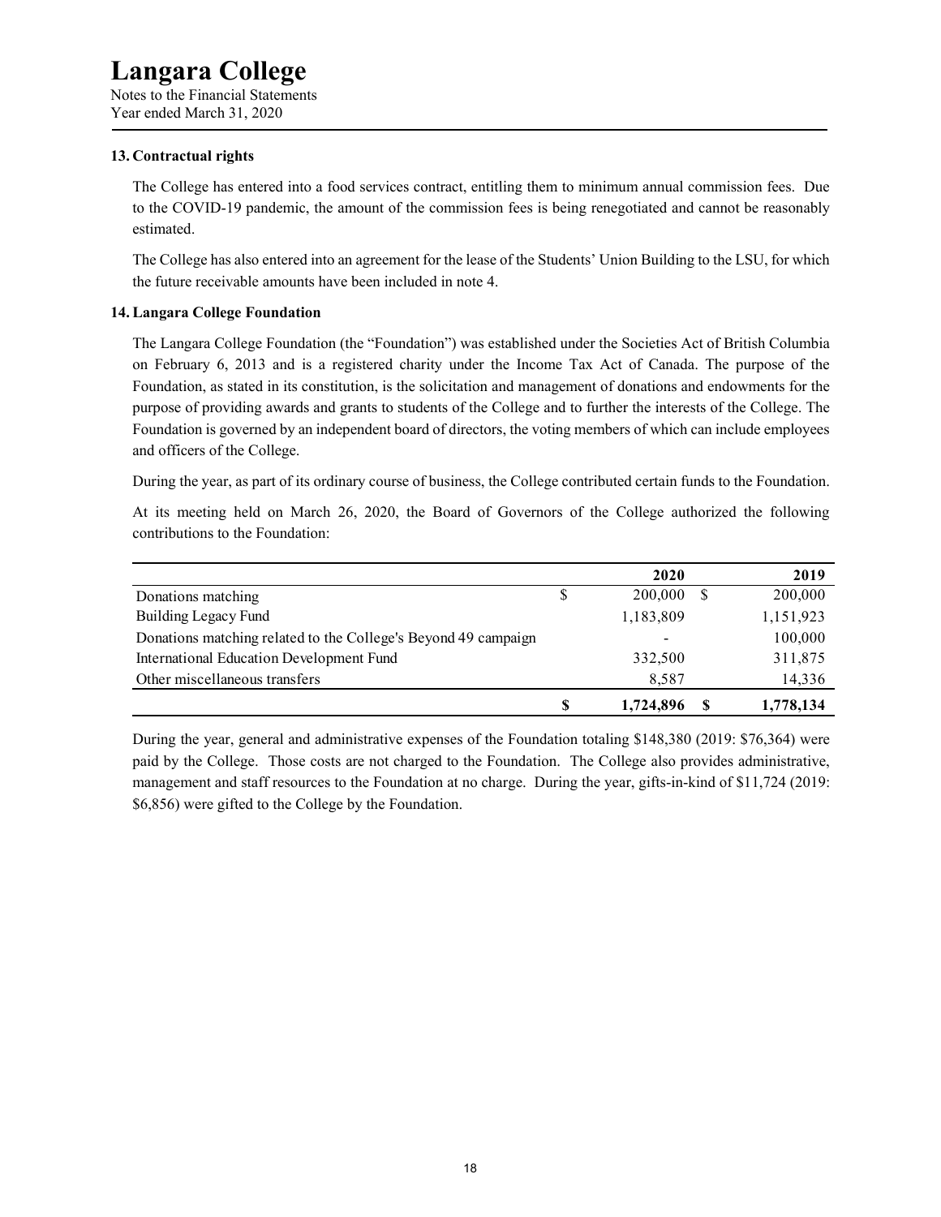# Langara College

Notes to the Financial Statements
Year ended March 31, 2020

## 13. Contractual rights

The College has entered into a food services contract, entitling them to minimum annual commission fees. Due to the COVID-19 pandemic, the amount of the commission fees is being renegotiated and cannot be reasonably estimated.

The College has also entered into an agreement for the lease of the Students' Union Building to the LSU, for which the future receivable amounts have been included in note 4.

## 14. Langara College Foundation

The Langara College Foundation (the "Foundation") was established under the Societies Act of British Columbia on February 6, 2013 and is a registered charity under the Income Tax Act of Canada. The purpose of the Foundation, as stated in its constitution, is the solicitation and management of donations and endowments for the purpose of providing awards and grants to students of the College and to further the interests of the College. The Foundation is governed by an independent board of directors, the voting members of which can include employees and officers of the College.

During the year, as part of its ordinary course of business, the College contributed certain funds to the Foundation.

At its meeting held on March 26, 2020, the Board of Governors of the College authorized the following contributions to the Foundation:

| | 2020 | 2019 |
|---|---|---|
| Donations matching | $ 200,000 | $ 200,000 |
| Building Legacy Fund | 1,183,809 | 1,151,923 |
| Donations matching related to the College's Beyond 49 campaign | - | 100,000 |
| International Education Development Fund | 332,500 | 311,875 |
| Other miscellaneous transfers | 8,587 | 14,336 |
| | **$ 1,724,896** | **$ 1,778,134** |

During the year, general and administrative expenses of the Foundation totaling $148,380 (2019: $76,364) were paid by the College. Those costs are not charged to the Foundation. The College also provides administrative, management and staff resources to the Foundation at no charge. During the year, gifts-in-kind of $11,724 (2019: $6,856) were gifted to the College by the Foundation.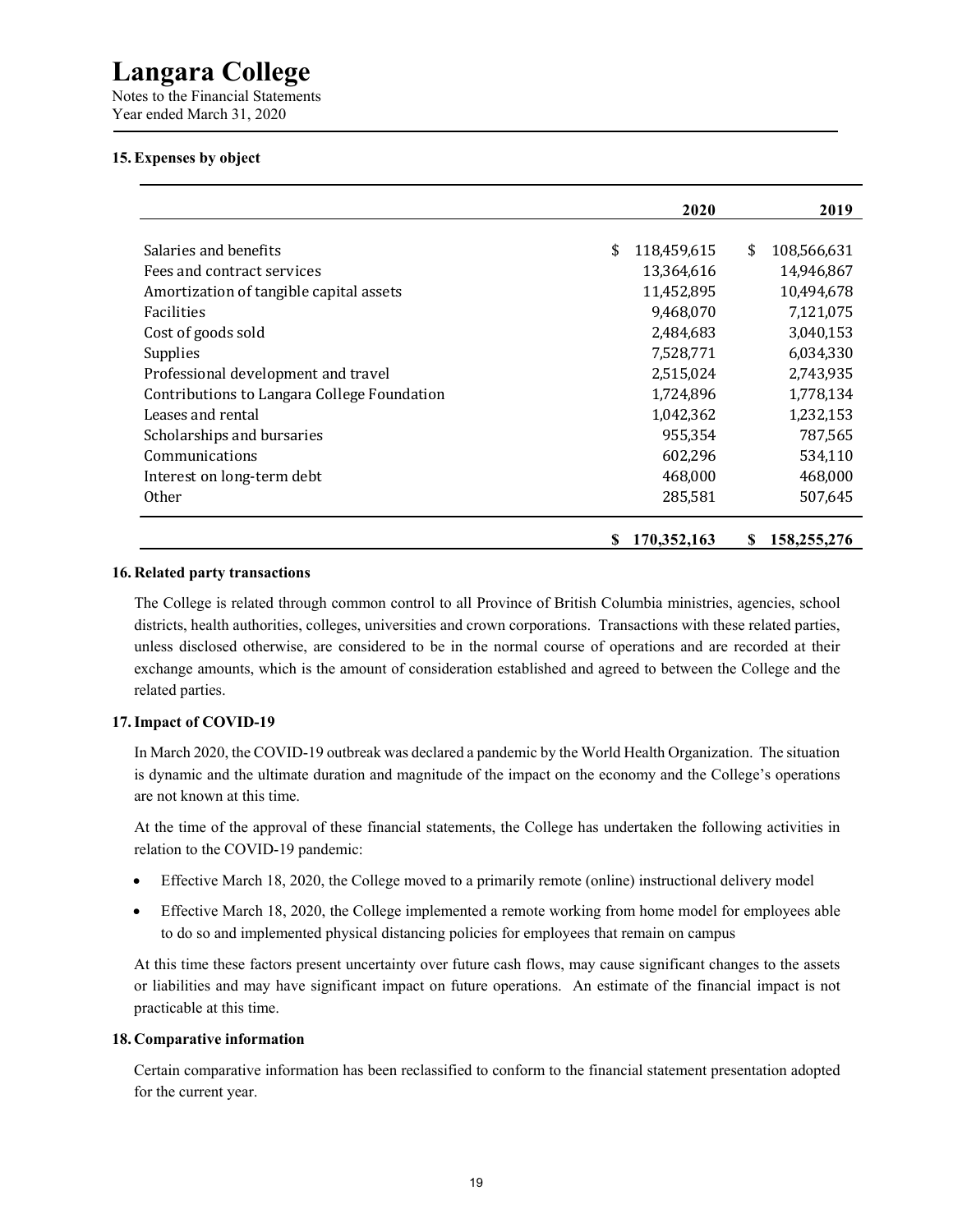# Langara College

Notes to the Financial Statements
Year ended March 31, 2020

## 15. Expenses by object

| | 2020 | 2019 |
|---|---|---|
| Salaries and benefits | $ 118,459,615 | $ 108,566,631 |
| Fees and contract services | 13,364,616 | 14,946,867 |
| Amortization of tangible capital assets | 11,452,895 | 10,494,678 |
| Facilities | 9,468,070 | 7,121,075 |
| Cost of goods sold | 2,484,683 | 3,040,153 |
| Supplies | 7,528,771 | 6,034,330 |
| Professional development and travel | 2,515,024 | 2,743,935 |
| Contributions to Langara College Foundation | 1,724,896 | 1,778,134 |
| Leases and rental | 1,042,362 | 1,232,153 |
| Scholarships and bursaries | 955,354 | 787,565 |
| Communications | 602,296 | 534,110 |
| Interest on long-term debt | 468,000 | 468,000 |
| Other | 285,581 | 507,645 |
| | **$ 170,352,163** | **$ 158,255,276** |

## 16. Related party transactions

The College is related through common control to all Province of British Columbia ministries, agencies, school districts, health authorities, colleges, universities and crown corporations. Transactions with these related parties, unless disclosed otherwise, are considered to be in the normal course of operations and are recorded at their exchange amounts, which is the amount of consideration established and agreed to between the College and the related parties.

## 17. Impact of COVID-19

In March 2020, the COVID-19 outbreak was declared a pandemic by the World Health Organization. The situation is dynamic and the ultimate duration and magnitude of the impact on the economy and the College's operations are not known at this time.

At the time of the approval of these financial statements, the College has undertaken the following activities in relation to the COVID-19 pandemic:

- Effective March 18, 2020, the College moved to a primarily remote (online) instructional delivery model
- Effective March 18, 2020, the College implemented a remote working from home model for employees able to do so and implemented physical distancing policies for employees that remain on campus

At this time these factors present uncertainty over future cash flows, may cause significant changes to the assets or liabilities and may have significant impact on future operations. An estimate of the financial impact is not practicable at this time.

## 18. Comparative information

Certain comparative information has been reclassified to conform to the financial statement presentation adopted for the current year.